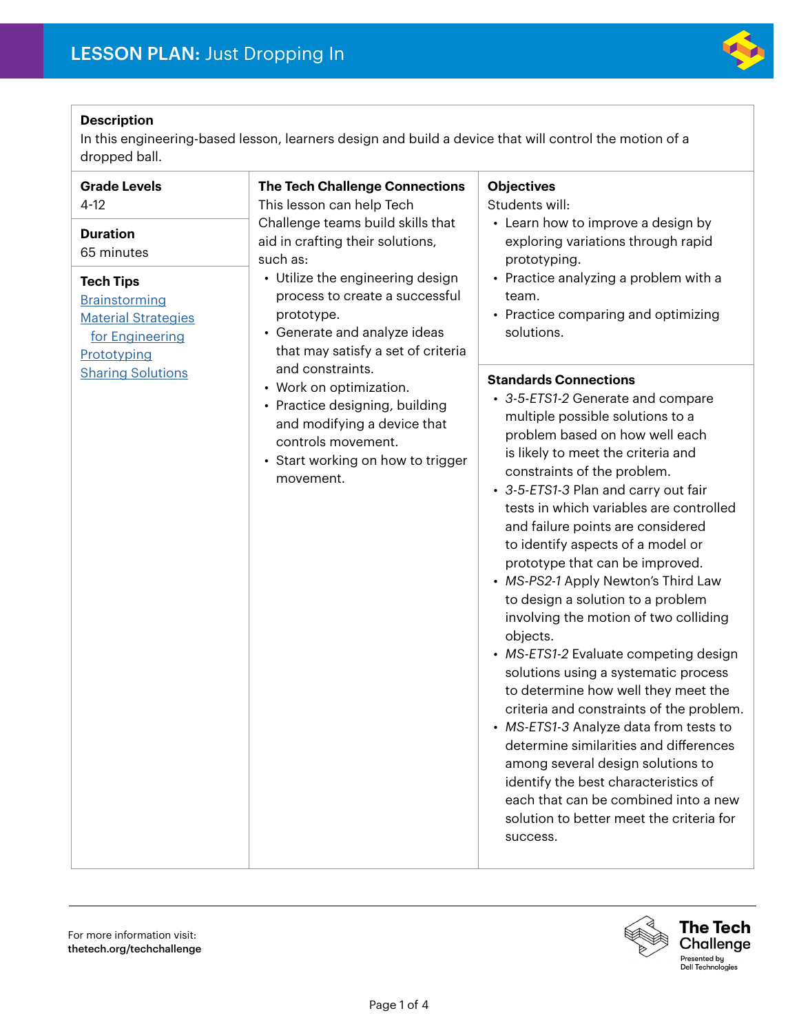# LESSON PLAN: Just Dropping In

**Description**

In this engineering-based lesson, learners design and build a device that will control the motion of a dropped ball.

**Grade Levels**

4-12

**Duration**

65 minutes

**Tech Tips**

Brainstorming
Material Strategies for Engineering
Prototyping
Sharing Solutions

**The Tech Challenge Connections**

This lesson can help Tech Challenge teams build skills that aid in crafting their solutions, such as:

- Utilize the engineering design process to create a successful prototype.
- Generate and analyze ideas that may satisfy a set of criteria and constraints.
- Work on optimization.
- Practice designing, building and modifying a device that controls movement.
- Start working on how to trigger movement.

**Objectives**

Students will:

- Learn how to improve a design by exploring variations through rapid prototyping.
- Practice analyzing a problem with a team.
- Practice comparing and optimizing solutions.

**Standards Connections**

- *3-5-ETS1-2* Generate and compare multiple possible solutions to a problem based on how well each is likely to meet the criteria and constraints of the problem.
- *3-5-ETS1-3* Plan and carry out fair tests in which variables are controlled and failure points are considered to identify aspects of a model or prototype that can be improved.
- *MS-PS2-1* Apply Newton's Third Law to design a solution to a problem involving the motion of two colliding objects.
- *MS-ETS1-2* Evaluate competing design solutions using a systematic process to determine how well they meet the criteria and constraints of the problem.
- *MS-ETS1-3* Analyze data from tests to determine similarities and differences among several design solutions to identify the best characteristics of each that can be combined into a new solution to better meet the criteria for success.

For more information visit:
**thetech.org/techchallenge**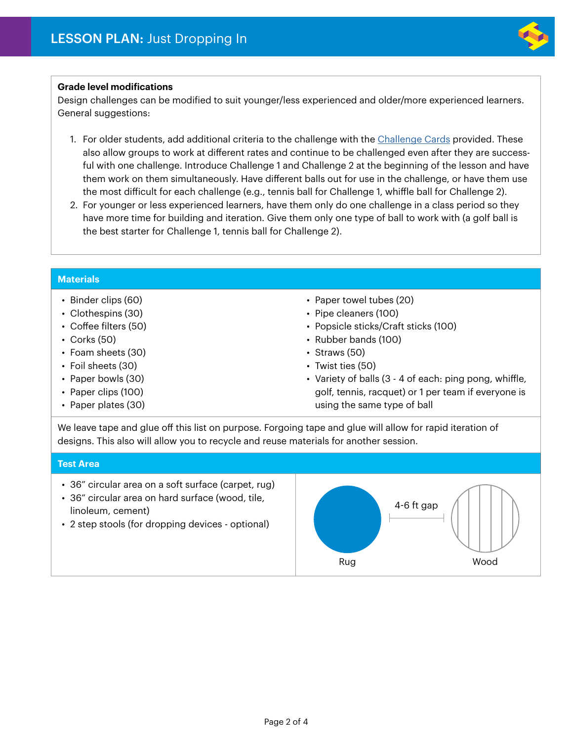### Grade level modifications

Design challenges can be modified to suit younger/less experienced and older/more experienced learners. General suggestions:

1. For older students, add additional criteria to the challenge with the Challenge Cards provided. These also allow groups to work at different rates and continue to be challenged even after they are successful with one challenge. Introduce Challenge 1 and Challenge 2 at the beginning of the lesson and have them work on them simultaneously. Have different balls out for use in the challenge, or have them use the most difficult for each challenge (e.g., tennis ball for Challenge 1, whiffle ball for Challenge 2).
2. For younger or less experienced learners, have them only do one challenge in a class period so they have more time for building and iteration. Give them only one type of ball to work with (a golf ball is the best starter for Challenge 1, tennis ball for Challenge 2).

## Materials

- Binder clips (60)
- Clothespins (30)
- Coffee filters (50)
- Corks (50)
- Foam sheets (30)
- Foil sheets (30)
- Paper bowls (30)
- Paper clips (100)
- Paper plates (30)
- Paper towel tubes (20)
- Pipe cleaners (100)
- Popsicle sticks/Craft sticks (100)
- Rubber bands (100)
- Straws (50)
- Twist ties (50)
- Variety of balls (3 - 4 of each: ping pong, whiffle, golf, tennis, racquet) or 1 per team if everyone is using the same type of ball

We leave tape and glue off this list on purpose. Forgoing tape and glue will allow for rapid iteration of designs. This also will allow you to recycle and reuse materials for another session.

## Test Area

- 36" circular area on a soft surface (carpet, rug)
- 36" circular area on hard surface (wood, tile, linoleum, cement)
- 2 step stools (for dropping devices - optional)

Rug — 4-6 ft gap — Wood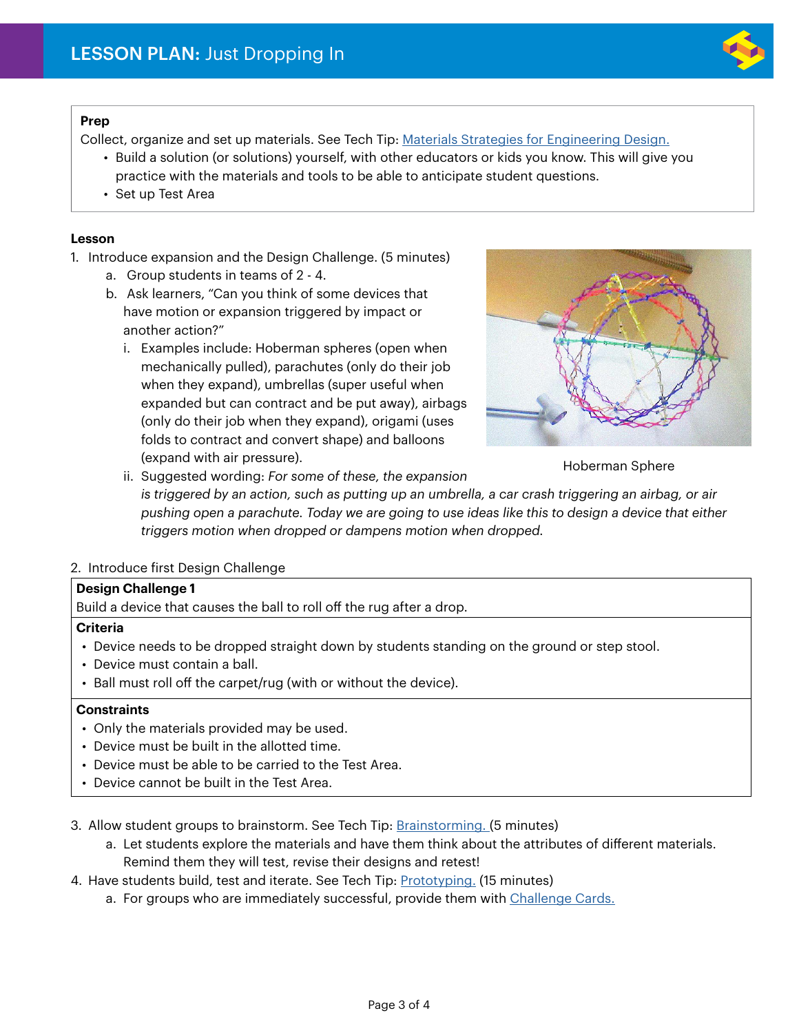# LESSON PLAN: Just Dropping In

**Prep**

Collect, organize and set up materials. See Tech Tip: Materials Strategies for Engineering Design.

- Build a solution (or solutions) yourself, with other educators or kids you know. This will give you practice with the materials and tools to be able to anticipate student questions.
- Set up Test Area

**Lesson**

1. Introduce expansion and the Design Challenge. (5 minutes)
   a. Group students in teams of 2 - 4.
   b. Ask learners, "Can you think of some devices that have motion or expansion triggered by impact or another action?"
      i. Examples include: Hoberman spheres (open when mechanically pulled), parachutes (only do their job when they expand), umbrellas (super useful when expanded but can contract and be put away), airbags (only do their job when they expand), origami (uses folds to contract and convert shape) and balloons (expand with air pressure).
      ii. Suggested wording: *For some of these, the expansion is triggered by an action, such as putting up an umbrella, a car crash triggering an airbag, or air pushing open a parachute. Today we are going to use ideas like this to design a device that either triggers motion when dropped or dampens motion when dropped.*

Hoberman Sphere

2. Introduce first Design Challenge

| **Design Challenge 1** |
| --- |
| Build a device that causes the ball to roll off the rug after a drop. |
| **Criteria** |
| • Device needs to be dropped straight down by students standing on the ground or step stool.<br>• Device must contain a ball.<br>• Ball must roll off the carpet/rug (with or without the device). |
| **Constraints** |
| • Only the materials provided may be used.<br>• Device must be built in the allotted time.<br>• Device must be able to be carried to the Test Area.<br>• Device cannot be built in the Test Area. |

3. Allow student groups to brainstorm. See Tech Tip: Brainstorming. (5 minutes)
   a. Let students explore the materials and have them think about the attributes of different materials. Remind them they will test, revise their designs and retest!
4. Have students build, test and iterate. See Tech Tip: Prototyping. (15 minutes)
   a. For groups who are immediately successful, provide them with Challenge Cards.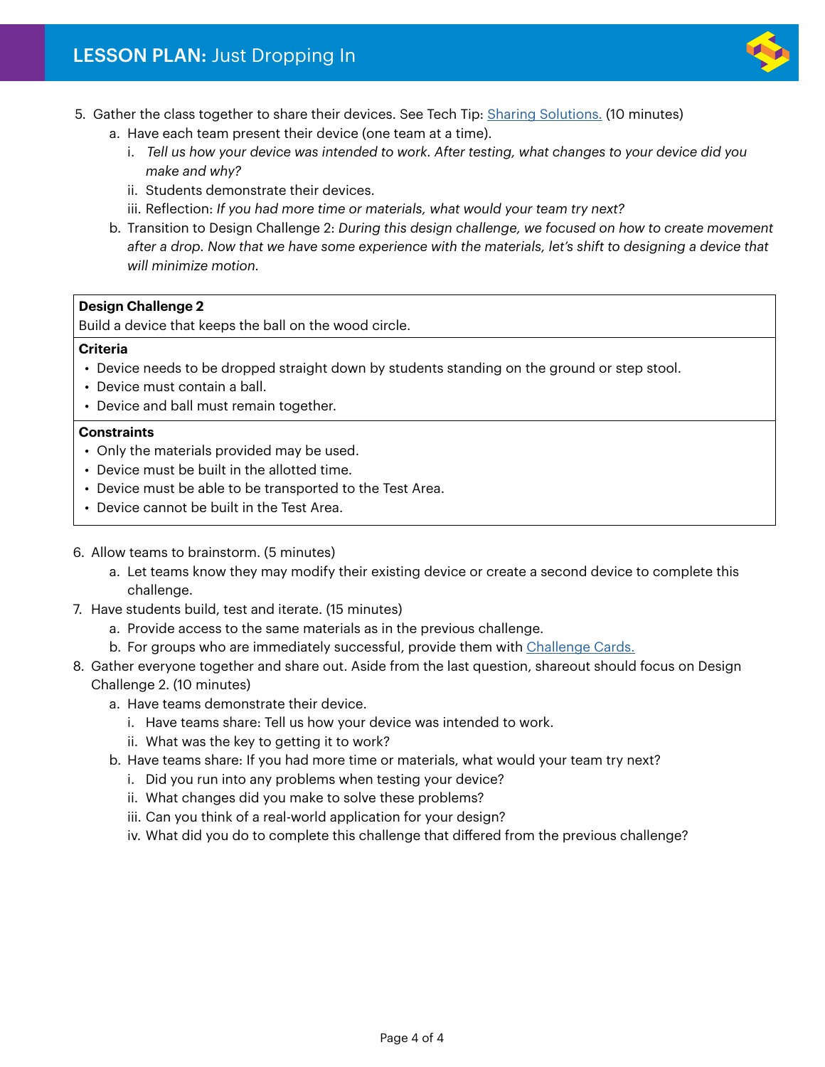5. Gather the class together to share their devices. See Tech Tip: Sharing Solutions. (10 minutes)
    a. Have each team present their device (one team at a time).
        i. *Tell us how your device was intended to work. After testing, what changes to your device did you make and why?*
        ii. Students demonstrate their devices.
        iii. Reflection: *If you had more time or materials, what would your team try next?*
    b. Transition to Design Challenge 2: *During this design challenge, we focused on how to create movement after a drop. Now that we have some experience with the materials, let's shift to designing a device that will minimize motion.*

| **Design Challenge 2** |
|---|
| Build a device that keeps the ball on the wood circle. |
| **Criteria** |
| • Device needs to be dropped straight down by students standing on the ground or step stool.<br>• Device must contain a ball.<br>• Device and ball must remain together. |
| **Constraints** |
| • Only the materials provided may be used.<br>• Device must be built in the allotted time.<br>• Device must be able to be transported to the Test Area.<br>• Device cannot be built in the Test Area. |

6. Allow teams to brainstorm. (5 minutes)
    a. Let teams know they may modify their existing device or create a second device to complete this challenge.
7. Have students build, test and iterate. (15 minutes)
    a. Provide access to the same materials as in the previous challenge.
    b. For groups who are immediately successful, provide them with Challenge Cards.
8. Gather everyone together and share out. Aside from the last question, shareout should focus on Design Challenge 2. (10 minutes)
    a. Have teams demonstrate their device.
        i. Have teams share: Tell us how your device was intended to work.
        ii. What was the key to getting it to work?
    b. Have teams share: If you had more time or materials, what would your team try next?
        i. Did you run into any problems when testing your device?
        ii. What changes did you make to solve these problems?
        iii. Can you think of a real-world application for your design?
        iv. What did you do to complete this challenge that differed from the previous challenge?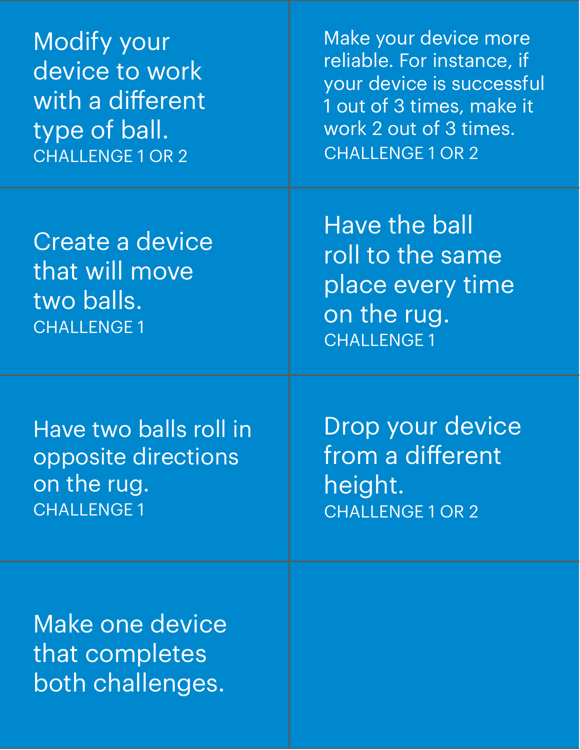Modify your device to work with a different type of ball.
CHALLENGE 1 OR 2

Make your device more reliable. For instance, if your device is successful 1 out of 3 times, make it work 2 out of 3 times.
CHALLENGE 1 OR 2

Create a device that will move two balls.
CHALLENGE 1

Have the ball roll to the same place every time on the rug.
CHALLENGE 1

Have two balls roll in opposite directions on the rug.
CHALLENGE 1

Drop your device from a different height.
CHALLENGE 1 OR 2

Make one device that completes both challenges.